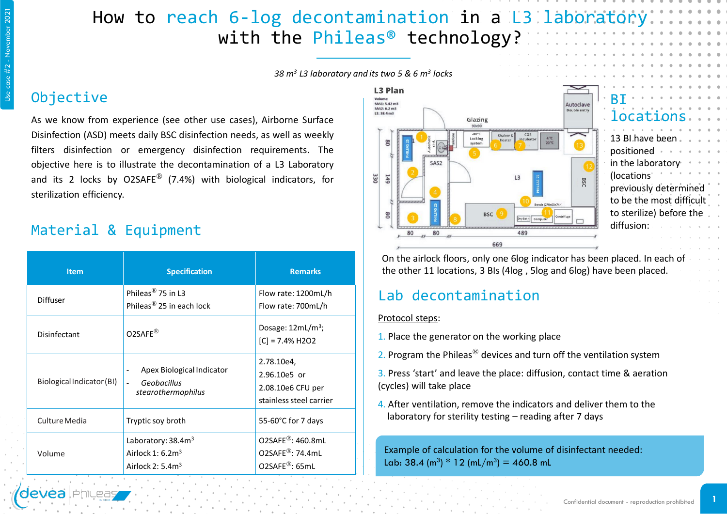# How to reach 6-log decontamination in a L3 laboratory with the Phileas® technology?

*38 $m^3$ L3 laboratory and its two 5 & 6 $m^3$ locks*

## Objective

As we know from experience (see other use cases), Airborne Surface Disinfection (ASD) meets daily BSC disinfection needs, as well as weekly filters disinfection or emergency disinfection requirements. The objective here is to illustrate the decontamination of a L3 Laboratory and its 2 locks by O2SAFE® (7.4%) with biological indicators, for sterilization efficiency.

## Material & Equipment

| Item | Specification | Remarks |
|---|---|---|
| Diffuser | Phileas® 75 in L3<br>Phileas® 25 in each lock | Flow rate: 1200mL/h<br>Flow rate: 700mL/h |
| Disinfectant | O2SAFE® | Dosage: 12mL/$m^3$;<br>[C] = 7.4% $H_2O_2$ |
| Biological Indicator (BI) | - Apex Biological Indicator<br>- *Geobacillus stearothermophilus* | 2.78.10e4,<br>2.96.10e5 or<br>2.08.10e6 CFU per stainless steel carrier |
| Culture Media | Tryptic soy broth | 55-60°C for 7 days |
| Volume | Laboratory: 38.4$m^3$<br>Airlock 1: 6.2$m^3$<br>Airlock 2: 5.4$m^3$ | O2SAFE®: 460.8mL<br>O2SAFE®: 74.4mL<br>O2SAFE®: 65mL |

## BI locations

13 BI have been positioned in the laboratory (locations previously determined to be the most difficult to sterilize) before the diffusion:

On the airlock floors, only one 6log indicator has been placed. In each of the other 11 locations, 3 BIs (4log , 5log and 6log) have been placed.

## Lab decontamination

Protocol steps:

1. Place the generator on the working place
2. Program the Phileas® devices and turn off the ventilation system
3. Press 'start' and leave the place: diffusion, contact time & aeration (cycles) will take place
4. After ventilation, remove the indicators and deliver them to the laboratory for sterility testing – reading after 7 days

Example of calculation for the volume of disinfectant needed:
Lab: 38.4 ($m^3$) * 12 (mL/$m^3$) = 460.8 mL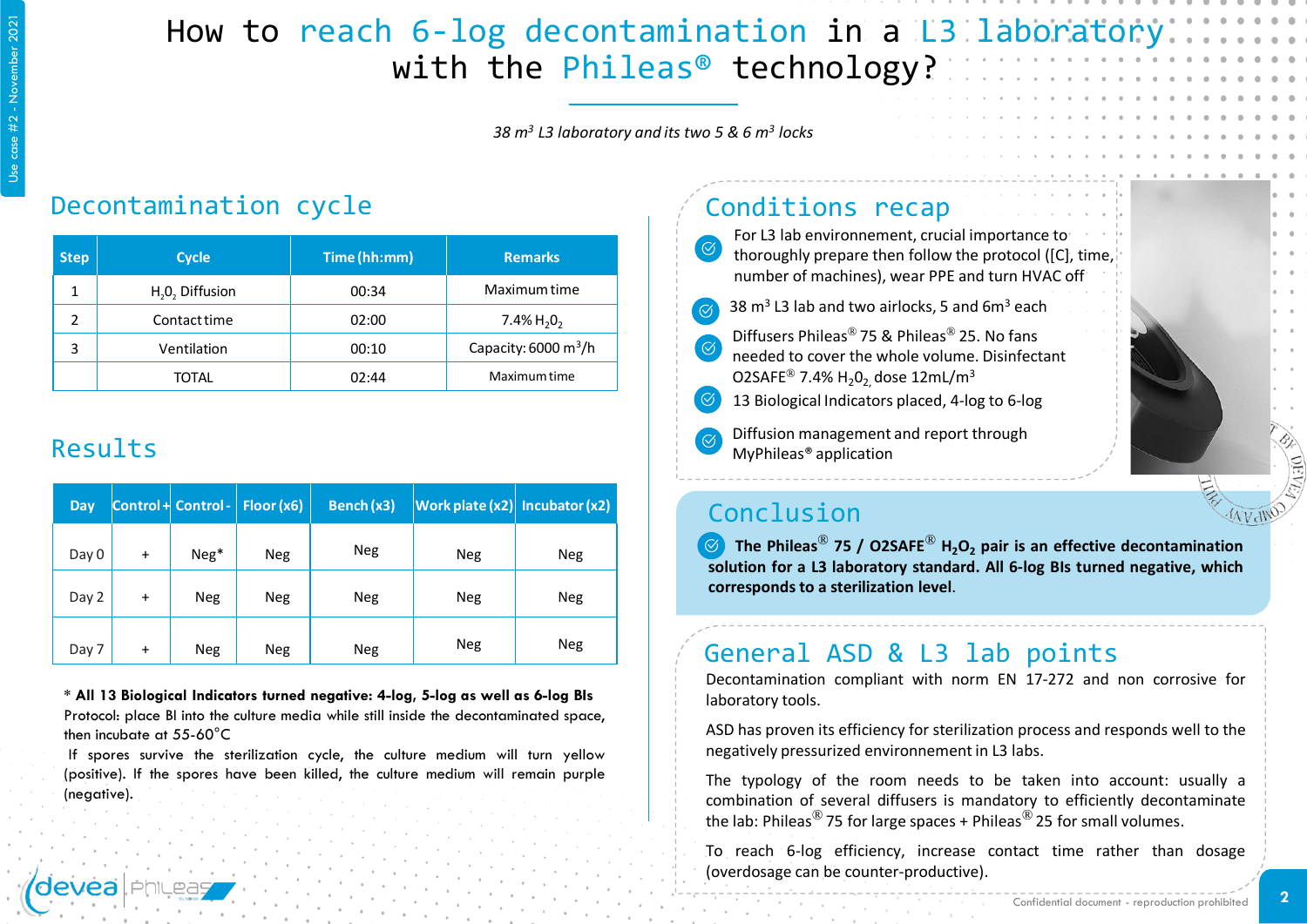# How to reach 6-log decontamination in a L3 laboratory with the Phileas® technology?

*38 $m^3$ L3 laboratory and its two 5 & 6 $m^3$ locks*

## Decontamination cycle

| Step | Cycle | Time (hh:mm) | Remarks |
|---|---|---|---|
| 1 | $H_2O_2$ Diffusion | 00:34 | Maximum time |
| 2 | Contact time | 02:00 | 7.4% $H_2O_2$ |
| 3 | Ventilation | 00:10 | Capacity: 6000 $m^3$/h |
| | TOTAL | 02:44 | Maximum time |

## Results

| Day | Control + | Control - | Floor (x6) | Bench (x3) | Work plate (x2) | Incubator (x2) |
|---|---|---|---|---|---|---|
| Day 0 | + | Neg* | Neg | Neg | Neg | Neg |
| Day 2 | + | Neg | Neg | Neg | Neg | Neg |
| Day 7 | + | Neg | Neg | Neg | Neg | Neg |

**\* All 13 Biological Indicators turned negative: 4-log, 5-log as well as 6-log BIs**
Protocol: place BI into the culture media while still inside the decontaminated space, then incubate at 55-60°C
If spores survive the sterilization cycle, the culture medium will turn yellow (positive). If the spores have been killed, the culture medium will remain purple (negative).

## Conditions recap

- For L3 lab environnement, crucial importance to thoroughly prepare then follow the protocol ([C], time, number of machines), wear PPE and turn HVAC off
- 38 $m^3$ L3 lab and two airlocks, 5 and 6$m^3$ each
- Diffusers Phileas® 75 & Phileas® 25. No fans needed to cover the whole volume. Disinfectant O2SAFE® 7.4% $H_2O_2$ dose 12mL/$m^3$
- 13 Biological Indicators placed, 4-log to 6-log
- Diffusion management and report through MyPhileas® application

## Conclusion

**The Phileas® 75 / O2SAFE® $H_2O_2$ pair is an effective decontamination solution for a L3 laboratory standard. All 6-log BIs turned negative, which corresponds to a sterilization level**.

## General ASD & L3 lab points

Decontamination compliant with norm EN 17-272 and non corrosive for laboratory tools.

ASD has proven its efficiency for sterilization process and responds well to the negatively pressurized environnement in L3 labs.

The typology of the room needs to be taken into account: usually a combination of several diffusers is mandatory to efficiently decontaminate the lab: Phileas® 75 for large spaces + Phileas® 25 for small volumes.

To reach 6-log efficiency, increase contact time rather than dosage (overdosage can be counter-productive).